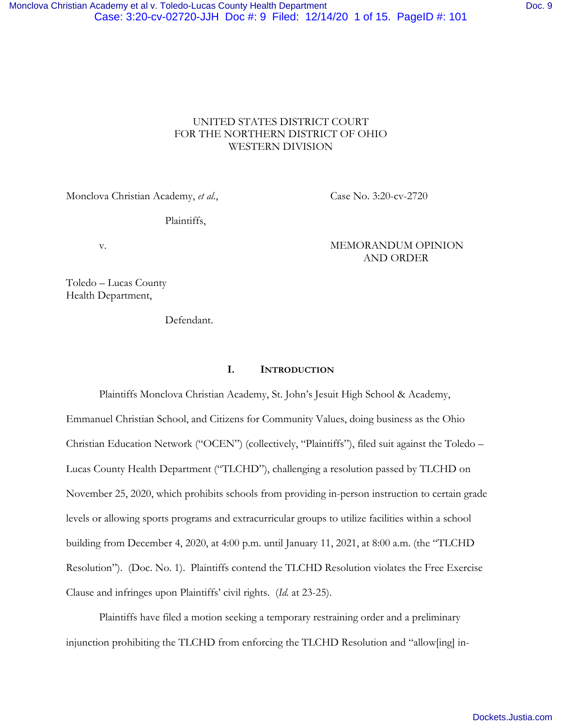UNITED STATES DISTRICT COURT
FOR THE NORTHERN DISTRICT OF OHIO
WESTERN DIVISION

Monclova Christian Academy, *et al.*,

Plaintiffs,

v.

Toledo – Lucas County
Health Department,

Defendant.

Case No. 3:20-cv-2720

MEMORANDUM OPINION
AND ORDER

## I. INTRODUCTION

Plaintiffs Monclova Christian Academy, St. John's Jesuit High School & Academy, Emmanuel Christian School, and Citizens for Community Values, doing business as the Ohio Christian Education Network ("OCEN") (collectively, "Plaintiffs"), filed suit against the Toledo – Lucas County Health Department ("TLCHD"), challenging a resolution passed by TLCHD on November 25, 2020, which prohibits schools from providing in-person instruction to certain grade levels or allowing sports programs and extracurricular groups to utilize facilities within a school building from December 4, 2020, at 4:00 p.m. until January 11, 2021, at 8:00 a.m. (the "TLCHD Resolution"). (Doc. No. 1). Plaintiffs contend the TLCHD Resolution violates the Free Exercise Clause and infringes upon Plaintiffs' civil rights. (*Id.* at 23-25).

Plaintiffs have filed a motion seeking a temporary restraining order and a preliminary injunction prohibiting the TLCHD from enforcing the TLCHD Resolution and "allow[ing] in-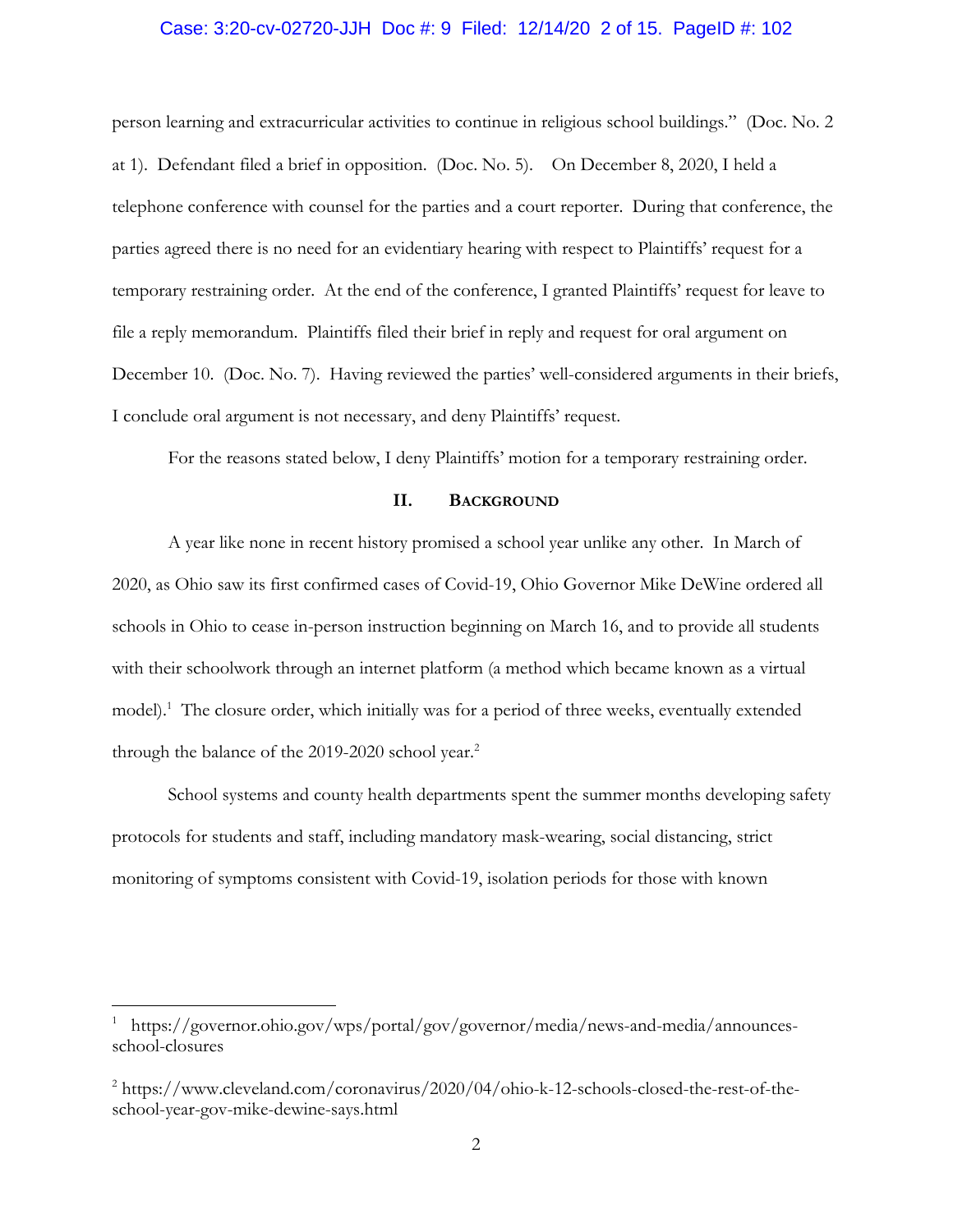person learning and extracurricular activities to continue in religious school buildings." (Doc. No. 2 at 1). Defendant filed a brief in opposition. (Doc. No. 5). On December 8, 2020, I held a telephone conference with counsel for the parties and a court reporter. During that conference, the parties agreed there is no need for an evidentiary hearing with respect to Plaintiffs' request for a temporary restraining order. At the end of the conference, I granted Plaintiffs' request for leave to file a reply memorandum. Plaintiffs filed their brief in reply and request for oral argument on December 10. (Doc. No. 7). Having reviewed the parties' well-considered arguments in their briefs, I conclude oral argument is not necessary, and deny Plaintiffs' request.

For the reasons stated below, I deny Plaintiffs' motion for a temporary restraining order.

## II. Background

A year like none in recent history promised a school year unlike any other. In March of 2020, as Ohio saw its first confirmed cases of Covid-19, Ohio Governor Mike DeWine ordered all schools in Ohio to cease in-person instruction beginning on March 16, and to provide all students with their schoolwork through an internet platform (a method which became known as a virtual model).[1] The closure order, which initially was for a period of three weeks, eventually extended through the balance of the 2019-2020 school year.[2]

School systems and county health departments spent the summer months developing safety protocols for students and staff, including mandatory mask-wearing, social distancing, strict monitoring of symptoms consistent with Covid-19, isolation periods for those with known

---

[1] https://governor.ohio.gov/wps/portal/gov/governor/media/news-and-media/announces-school-closures

[2] https://www.cleveland.com/coronavirus/2020/04/ohio-k-12-schools-closed-the-rest-of-the-school-year-gov-mike-dewine-says.html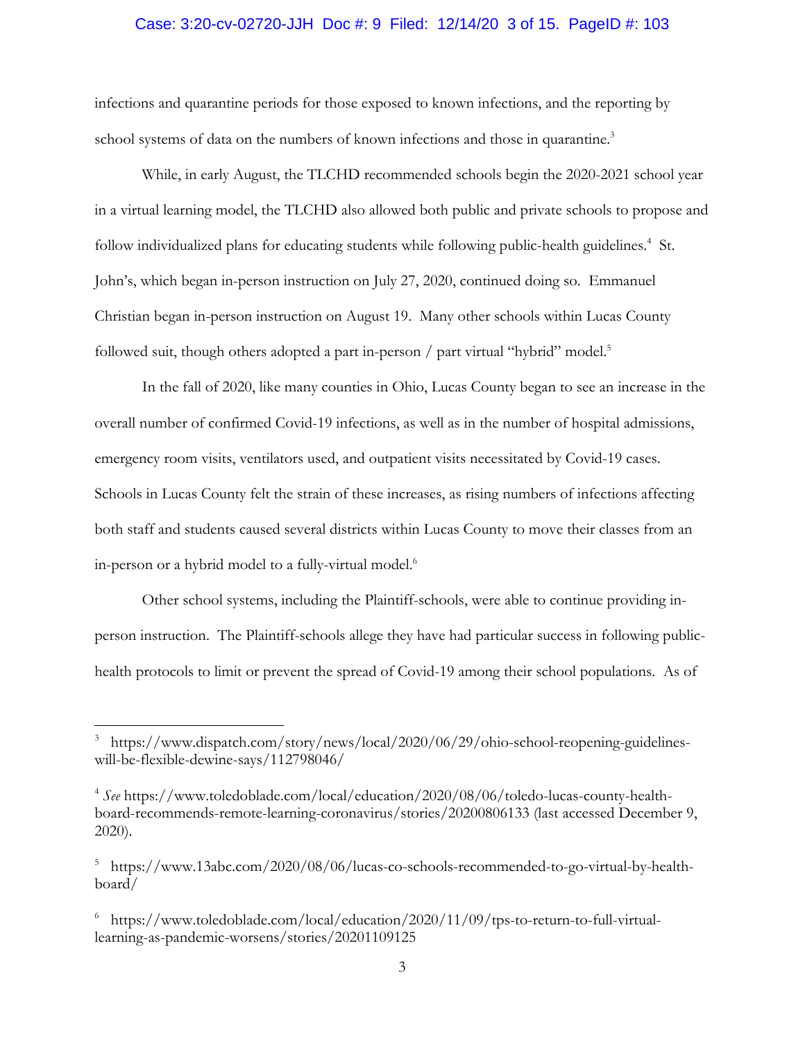infections and quarantine periods for those exposed to known infections, and the reporting by school systems of data on the numbers of known infections and those in quarantine.[3]

While, in early August, the TLCHD recommended schools begin the 2020-2021 school year in a virtual learning model, the TLCHD also allowed both public and private schools to propose and follow individualized plans for educating students while following public-health guidelines.[4] St. John's, which began in-person instruction on July 27, 2020, continued doing so. Emmanuel Christian began in-person instruction on August 19. Many other schools within Lucas County followed suit, though others adopted a part in-person / part virtual "hybrid" model.[5]

In the fall of 2020, like many counties in Ohio, Lucas County began to see an increase in the overall number of confirmed Covid-19 infections, as well as in the number of hospital admissions, emergency room visits, ventilators used, and outpatient visits necessitated by Covid-19 cases. Schools in Lucas County felt the strain of these increases, as rising numbers of infections affecting both staff and students caused several districts within Lucas County to move their classes from an in-person or a hybrid model to a fully-virtual model.[6]

Other school systems, including the Plaintiff-schools, were able to continue providing in-person instruction. The Plaintiff-schools allege they have had particular success in following public-health protocols to limit or prevent the spread of Covid-19 among their school populations. As of

---

[3] https://www.dispatch.com/story/news/local/2020/06/29/ohio-school-reopening-guidelines-will-be-flexible-dewine-says/112798046/

[4] *See* https://www.toledoblade.com/local/education/2020/08/06/toledo-lucas-county-health-board-recommends-remote-learning-coronavirus/stories/20200806133 (last accessed December 9, 2020).

[5] https://www.13abc.com/2020/08/06/lucas-co-schools-recommended-to-go-virtual-by-health-board/

[6] https://www.toledoblade.com/local/education/2020/11/09/tps-to-return-to-full-virtual-learning-as-pandemic-worsens/stories/20201109125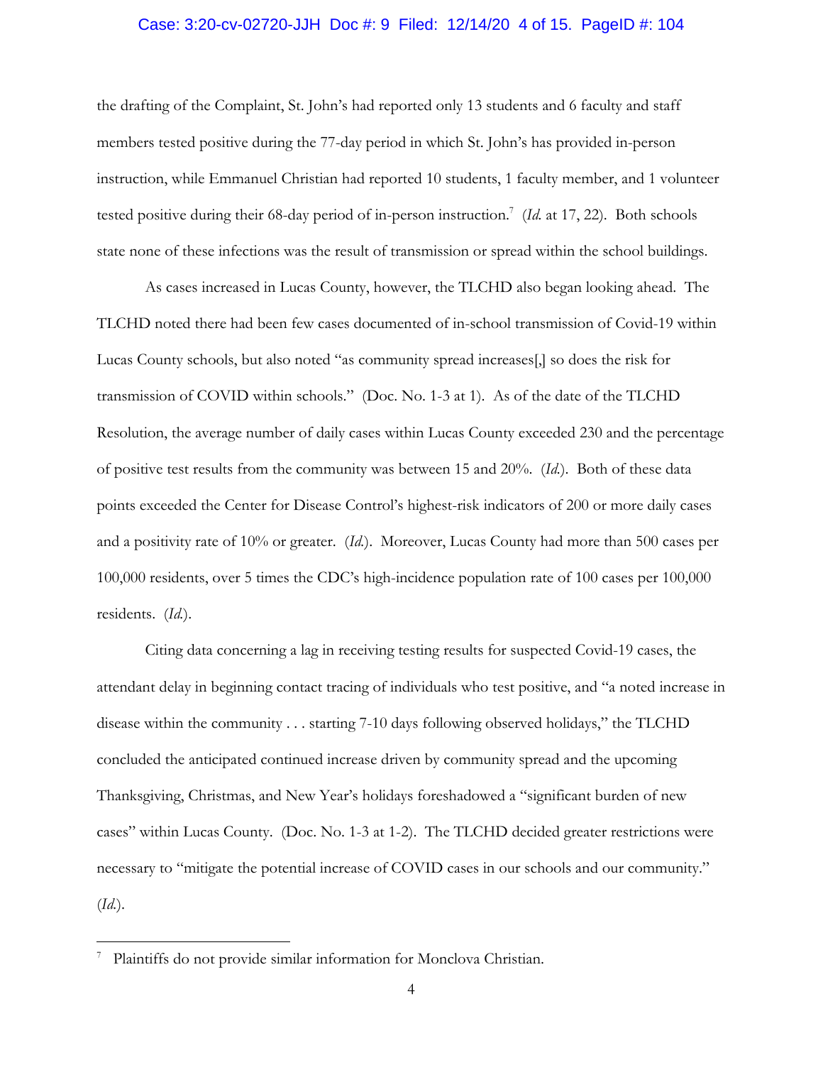the drafting of the Complaint, St. John's had reported only 13 students and 6 faculty and staff members tested positive during the 77-day period in which St. John's has provided in-person instruction, while Emmanuel Christian had reported 10 students, 1 faculty member, and 1 volunteer tested positive during their 68-day period of in-person instruction.[7] (*Id.* at 17, 22). Both schools state none of these infections was the result of transmission or spread within the school buildings.

As cases increased in Lucas County, however, the TLCHD also began looking ahead. The TLCHD noted there had been few cases documented of in-school transmission of Covid-19 within Lucas County schools, but also noted "as community spread increases[,] so does the risk for transmission of COVID within schools." (Doc. No. 1-3 at 1). As of the date of the TLCHD Resolution, the average number of daily cases within Lucas County exceeded 230 and the percentage of positive test results from the community was between 15 and 20%. (*Id.*). Both of these data points exceeded the Center for Disease Control's highest-risk indicators of 200 or more daily cases and a positivity rate of 10% or greater. (*Id.*). Moreover, Lucas County had more than 500 cases per 100,000 residents, over 5 times the CDC's high-incidence population rate of 100 cases per 100,000 residents. (*Id.*).

Citing data concerning a lag in receiving testing results for suspected Covid-19 cases, the attendant delay in beginning contact tracing of individuals who test positive, and "a noted increase in disease within the community . . . starting 7-10 days following observed holidays," the TLCHD concluded the anticipated continued increase driven by community spread and the upcoming Thanksgiving, Christmas, and New Year's holidays foreshadowed a "significant burden of new cases" within Lucas County. (Doc. No. 1-3 at 1-2). The TLCHD decided greater restrictions were necessary to "mitigate the potential increase of COVID cases in our schools and our community." (*Id.*).

---

[7] Plaintiffs do not provide similar information for Monclova Christian.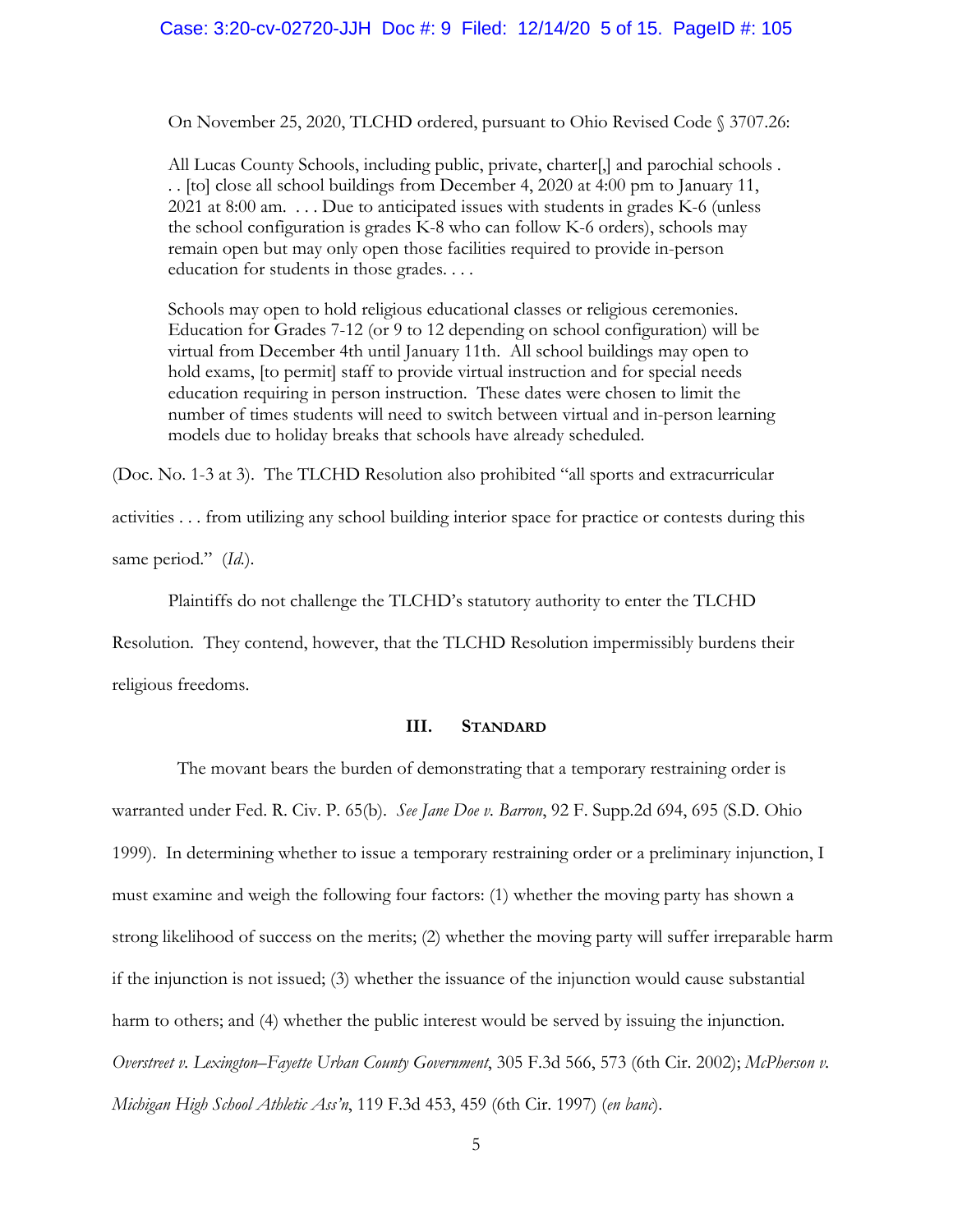On November 25, 2020, TLCHD ordered, pursuant to Ohio Revised Code § 3707.26:

> All Lucas County Schools, including public, private, charter[,] and parochial schools . . . [to] close all school buildings from December 4, 2020 at 4:00 pm to January 11, 2021 at 8:00 am. . . . Due to anticipated issues with students in grades K-6 (unless the school configuration is grades K-8 who can follow K-6 orders), schools may remain open but may only open those facilities required to provide in-person education for students in those grades. . . .
>
> Schools may open to hold religious educational classes or religious ceremonies. Education for Grades 7-12 (or 9 to 12 depending on school configuration) will be virtual from December 4th until January 11th. All school buildings may open to hold exams, [to permit] staff to provide virtual instruction and for special needs education requiring in person instruction. These dates were chosen to limit the number of times students will need to switch between virtual and in-person learning models due to holiday breaks that schools have already scheduled.

(Doc. No. 1-3 at 3). The TLCHD Resolution also prohibited "all sports and extracurricular activities . . . from utilizing any school building interior space for practice or contests during this same period." (*Id.*).

Plaintiffs do not challenge the TLCHD's statutory authority to enter the TLCHD Resolution. They contend, however, that the TLCHD Resolution impermissibly burdens their religious freedoms.

## III. STANDARD

The movant bears the burden of demonstrating that a temporary restraining order is warranted under Fed. R. Civ. P. 65(b). *See Jane Doe v. Barron*, 92 F. Supp.2d 694, 695 (S.D. Ohio 1999). In determining whether to issue a temporary restraining order or a preliminary injunction, I must examine and weigh the following four factors: (1) whether the moving party has shown a strong likelihood of success on the merits; (2) whether the moving party will suffer irreparable harm if the injunction is not issued; (3) whether the issuance of the injunction would cause substantial harm to others; and (4) whether the public interest would be served by issuing the injunction. *Overstreet v. Lexington–Fayette Urban County Government*, 305 F.3d 566, 573 (6th Cir. 2002); *McPherson v. Michigan High School Athletic Ass'n*, 119 F.3d 453, 459 (6th Cir. 1997) (*en banc*).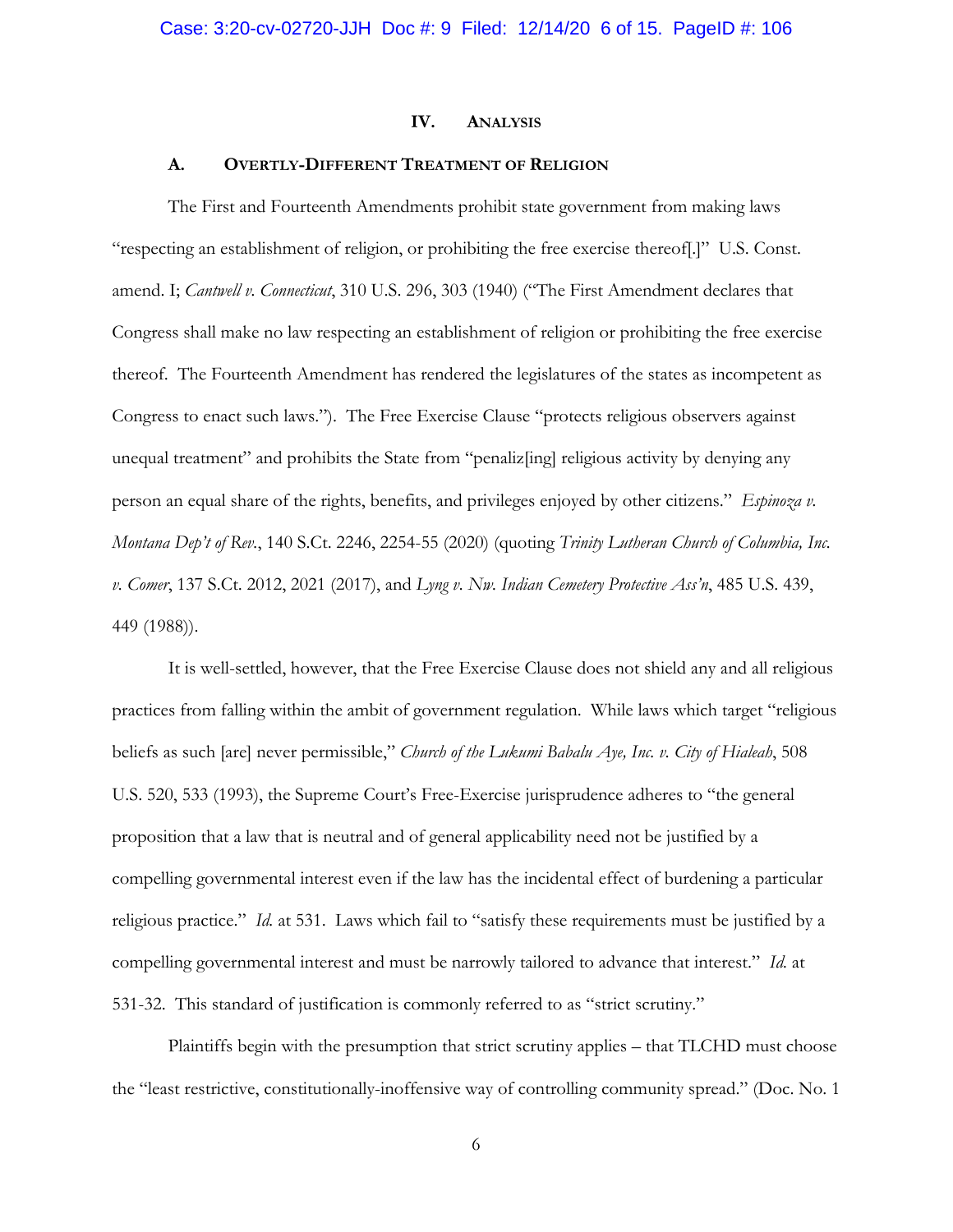## IV. ANALYSIS

### A. OVERTLY-DIFFERENT TREATMENT OF RELIGION

The First and Fourteenth Amendments prohibit state government from making laws "respecting an establishment of religion, or prohibiting the free exercise thereof[.]" U.S. Const. amend. I; *Cantwell v. Connecticut*, 310 U.S. 296, 303 (1940) ("The First Amendment declares that Congress shall make no law respecting an establishment of religion or prohibiting the free exercise thereof. The Fourteenth Amendment has rendered the legislatures of the states as incompetent as Congress to enact such laws."). The Free Exercise Clause "protects religious observers against unequal treatment" and prohibits the State from "penaliz[ing] religious activity by denying any person an equal share of the rights, benefits, and privileges enjoyed by other citizens." *Espinoza v. Montana Dep't of Rev.*, 140 S.Ct. 2246, 2254-55 (2020) (quoting *Trinity Lutheran Church of Columbia, Inc. v. Comer*, 137 S.Ct. 2012, 2021 (2017), and *Lyng v. Nw. Indian Cemetery Protective Ass'n*, 485 U.S. 439, 449 (1988)).

It is well-settled, however, that the Free Exercise Clause does not shield any and all religious practices from falling within the ambit of government regulation. While laws which target "religious beliefs as such [are] never permissible," *Church of the Lukumi Babalu Aye, Inc. v. City of Hialeah*, 508 U.S. 520, 533 (1993), the Supreme Court's Free-Exercise jurisprudence adheres to "the general proposition that a law that is neutral and of general applicability need not be justified by a compelling governmental interest even if the law has the incidental effect of burdening a particular religious practice." *Id.* at 531. Laws which fail to "satisfy these requirements must be justified by a compelling governmental interest and must be narrowly tailored to advance that interest." *Id.* at 531-32. This standard of justification is commonly referred to as "strict scrutiny."

Plaintiffs begin with the presumption that strict scrutiny applies – that TLCHD must choose the "least restrictive, constitutionally-inoffensive way of controlling community spread." (Doc. No. 1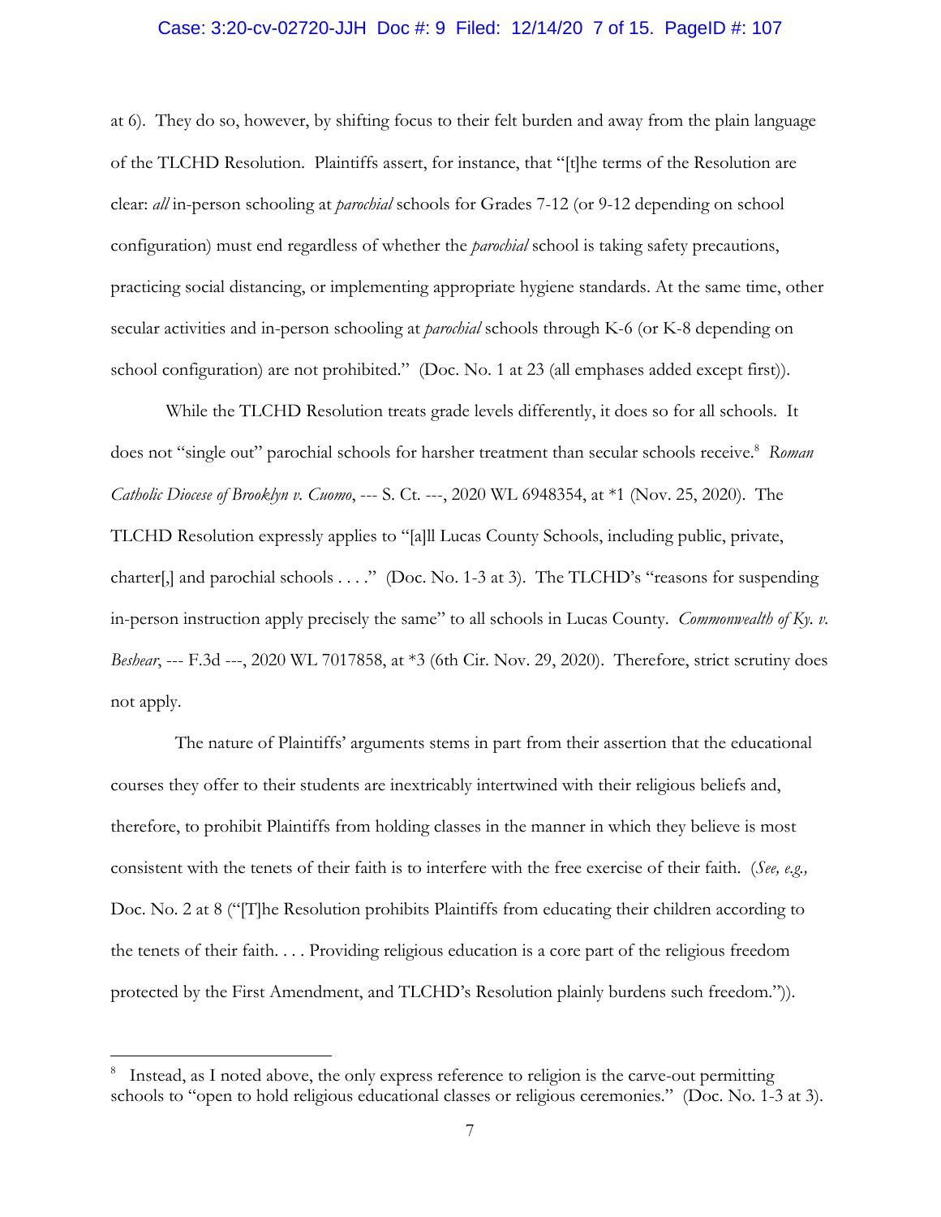at 6). They do so, however, by shifting focus to their felt burden and away from the plain language of the TLCHD Resolution. Plaintiffs assert, for instance, that "[t]he terms of the Resolution are clear: *all* in-person schooling at *parochial* schools for Grades 7-12 (or 9-12 depending on school configuration) must end regardless of whether the *parochial* school is taking safety precautions, practicing social distancing, or implementing appropriate hygiene standards. At the same time, other secular activities and in-person schooling at *parochial* schools through K-6 (or K-8 depending on school configuration) are not prohibited." (Doc. No. 1 at 23 (all emphases added except first)).

While the TLCHD Resolution treats grade levels differently, it does so for all schools. It does not "single out" parochial schools for harsher treatment than secular schools receive.[8] *Roman Catholic Diocese of Brooklyn v. Cuomo*, --- S. Ct. ---, 2020 WL 6948354, at *1 (Nov. 25, 2020). The TLCHD Resolution expressly applies to "[a]ll Lucas County Schools, including public, private, charter[,] and parochial schools . . . ." (Doc. No. 1-3 at 3). The TLCHD's "reasons for suspending in-person instruction apply precisely the same" to all schools in Lucas County. *Commonwealth of Ky. v. Beshear*, --- F.3d ---, 2020 WL 7017858, at *3 (6th Cir. Nov. 29, 2020). Therefore, strict scrutiny does not apply.

The nature of Plaintiffs' arguments stems in part from their assertion that the educational courses they offer to their students are inextricably intertwined with their religious beliefs and, therefore, to prohibit Plaintiffs from holding classes in the manner in which they believe is most consistent with the tenets of their faith is to interfere with the free exercise of their faith. (*See, e.g.,* Doc. No. 2 at 8 ("[T]he Resolution prohibits Plaintiffs from educating their children according to the tenets of their faith. . . . Providing religious education is a core part of the religious freedom protected by the First Amendment, and TLCHD's Resolution plainly burdens such freedom.")).

---

[8] Instead, as I noted above, the only express reference to religion is the carve-out permitting schools to "open to hold religious educational classes or religious ceremonies." (Doc. No. 1-3 at 3).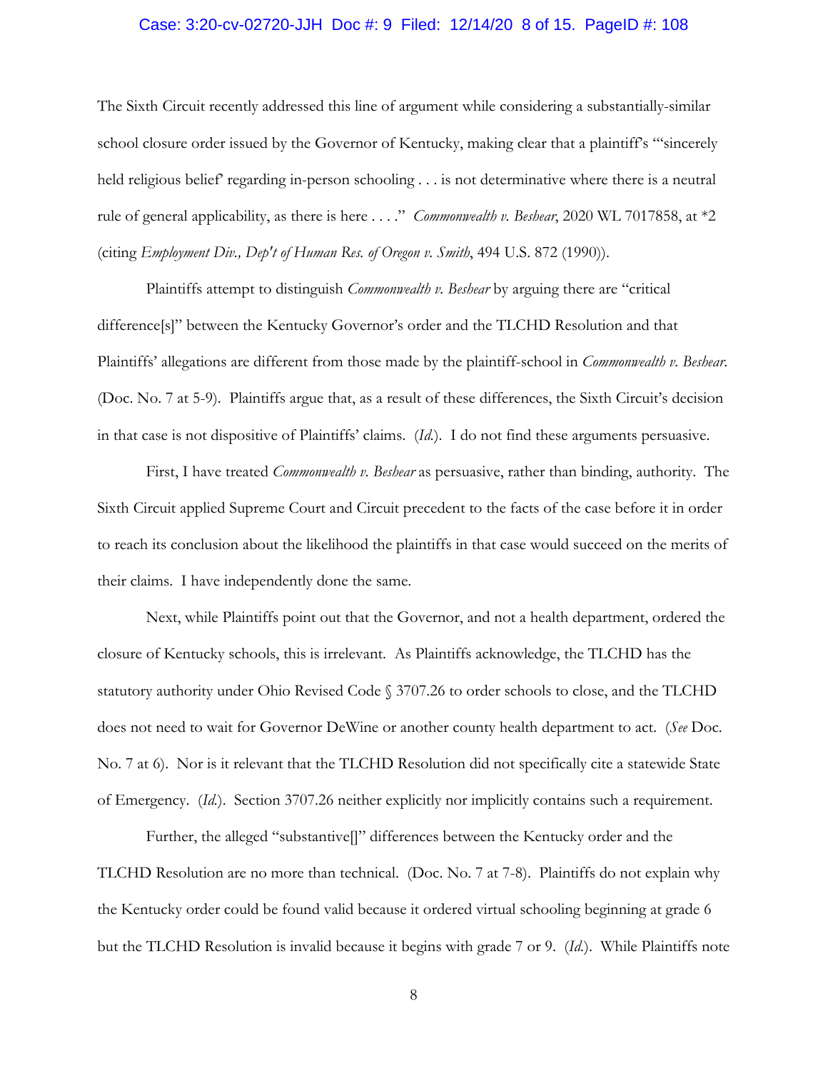The Sixth Circuit recently addressed this line of argument while considering a substantially-similar school closure order issued by the Governor of Kentucky, making clear that a plaintiff's "'sincerely held religious belief' regarding in-person schooling . . . is not determinative where there is a neutral rule of general applicability, as there is here . . . ." *Commonwealth v. Beshear*, 2020 WL 7017858, at *2 (citing *Employment Div., Dep't of Human Res. of Oregon v. Smith*, 494 U.S. 872 (1990)).

Plaintiffs attempt to distinguish *Commonwealth v. Beshear* by arguing there are "critical difference[s]" between the Kentucky Governor's order and the TLCHD Resolution and that Plaintiffs' allegations are different from those made by the plaintiff-school in *Commonwealth v. Beshear*. (Doc. No. 7 at 5-9). Plaintiffs argue that, as a result of these differences, the Sixth Circuit's decision in that case is not dispositive of Plaintiffs' claims. (*Id.*). I do not find these arguments persuasive.

First, I have treated *Commonwealth v. Beshear* as persuasive, rather than binding, authority. The Sixth Circuit applied Supreme Court and Circuit precedent to the facts of the case before it in order to reach its conclusion about the likelihood the plaintiffs in that case would succeed on the merits of their claims. I have independently done the same.

Next, while Plaintiffs point out that the Governor, and not a health department, ordered the closure of Kentucky schools, this is irrelevant. As Plaintiffs acknowledge, the TLCHD has the statutory authority under Ohio Revised Code § 3707.26 to order schools to close, and the TLCHD does not need to wait for Governor DeWine or another county health department to act. (*See* Doc. No. 7 at 6). Nor is it relevant that the TLCHD Resolution did not specifically cite a statewide State of Emergency. (*Id.*). Section 3707.26 neither explicitly nor implicitly contains such a requirement.

Further, the alleged "substantive[]" differences between the Kentucky order and the TLCHD Resolution are no more than technical. (Doc. No. 7 at 7-8). Plaintiffs do not explain why the Kentucky order could be found valid because it ordered virtual schooling beginning at grade 6 but the TLCHD Resolution is invalid because it begins with grade 7 or 9. (*Id.*). While Plaintiffs note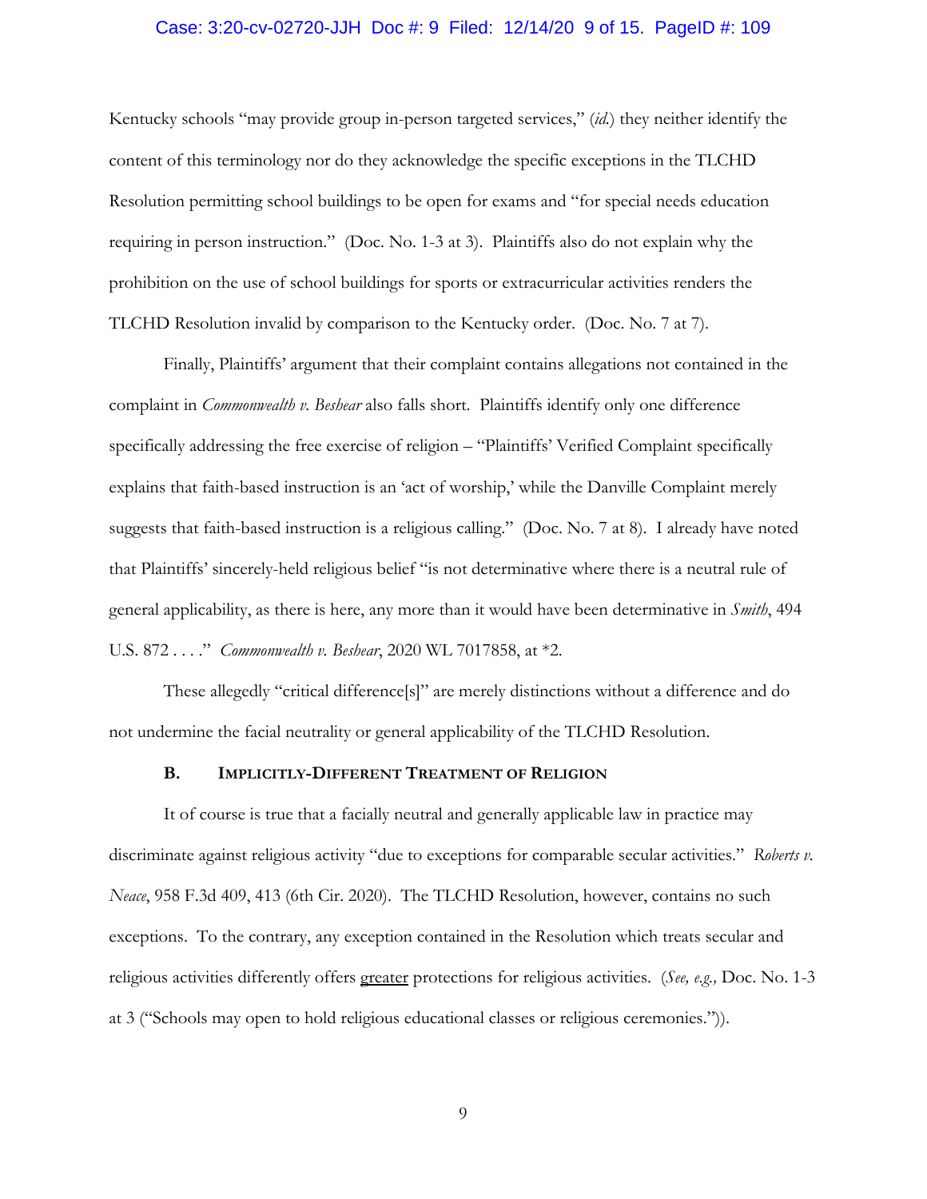Kentucky schools "may provide group in-person targeted services," (*id.*) they neither identify the content of this terminology nor do they acknowledge the specific exceptions in the TLCHD Resolution permitting school buildings to be open for exams and "for special needs education requiring in person instruction." (Doc. No. 1-3 at 3). Plaintiffs also do not explain why the prohibition on the use of school buildings for sports or extracurricular activities renders the TLCHD Resolution invalid by comparison to the Kentucky order. (Doc. No. 7 at 7).

Finally, Plaintiffs' argument that their complaint contains allegations not contained in the complaint in *Commonwealth v. Beshear* also falls short. Plaintiffs identify only one difference specifically addressing the free exercise of religion – "Plaintiffs' Verified Complaint specifically explains that faith-based instruction is an 'act of worship,' while the Danville Complaint merely suggests that faith-based instruction is a religious calling." (Doc. No. 7 at 8). I already have noted that Plaintiffs' sincerely-held religious belief "is not determinative where there is a neutral rule of general applicability, as there is here, any more than it would have been determinative in *Smith*, 494 U.S. 872 . . . ." *Commonwealth v. Beshear*, 2020 WL 7017858, at *2.

These allegedly "critical difference[s]" are merely distinctions without a difference and do not undermine the facial neutrality or general applicability of the TLCHD Resolution.

### B. Implicitly-Different Treatment of Religion

It of course is true that a facially neutral and generally applicable law in practice may discriminate against religious activity "due to exceptions for comparable secular activities." *Roberts v. Neace*, 958 F.3d 409, 413 (6th Cir. 2020). The TLCHD Resolution, however, contains no such exceptions. To the contrary, any exception contained in the Resolution which treats secular and religious activities differently offers <u>greater</u> protections for religious activities. (*See, e.g.,* Doc. No. 1-3 at 3 ("Schools may open to hold religious educational classes or religious ceremonies.")).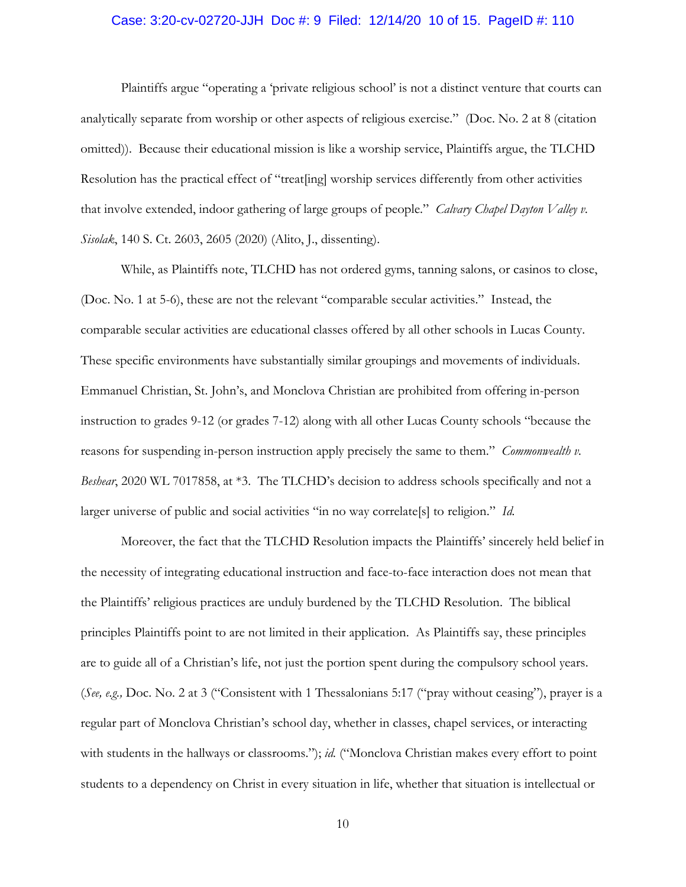Plaintiffs argue "operating a 'private religious school' is not a distinct venture that courts can analytically separate from worship or other aspects of religious exercise." (Doc. No. 2 at 8 (citation omitted)). Because their educational mission is like a worship service, Plaintiffs argue, the TLCHD Resolution has the practical effect of "treat[ing] worship services differently from other activities that involve extended, indoor gathering of large groups of people." *Calvary Chapel Dayton Valley v. Sisolak*, 140 S. Ct. 2603, 2605 (2020) (Alito, J., dissenting).

While, as Plaintiffs note, TLCHD has not ordered gyms, tanning salons, or casinos to close, (Doc. No. 1 at 5-6), these are not the relevant "comparable secular activities." Instead, the comparable secular activities are educational classes offered by all other schools in Lucas County. These specific environments have substantially similar groupings and movements of individuals. Emmanuel Christian, St. John's, and Monclova Christian are prohibited from offering in-person instruction to grades 9-12 (or grades 7-12) along with all other Lucas County schools "because the reasons for suspending in-person instruction apply precisely the same to them." *Commonwealth v. Beshear*, 2020 WL 7017858, at *3. The TLCHD's decision to address schools specifically and not a larger universe of public and social activities "in no way correlate[s] to religion." *Id.*

Moreover, the fact that the TLCHD Resolution impacts the Plaintiffs' sincerely held belief in the necessity of integrating educational instruction and face-to-face interaction does not mean that the Plaintiffs' religious practices are unduly burdened by the TLCHD Resolution. The biblical principles Plaintiffs point to are not limited in their application. As Plaintiffs say, these principles are to guide all of a Christian's life, not just the portion spent during the compulsory school years. (*See, e.g.,* Doc. No. 2 at 3 ("Consistent with 1 Thessalonians 5:17 ("pray without ceasing"), prayer is a regular part of Monclova Christian's school day, whether in classes, chapel services, or interacting with students in the hallways or classrooms."); *id.* ("Monclova Christian makes every effort to point students to a dependency on Christ in every situation in life, whether that situation is intellectual or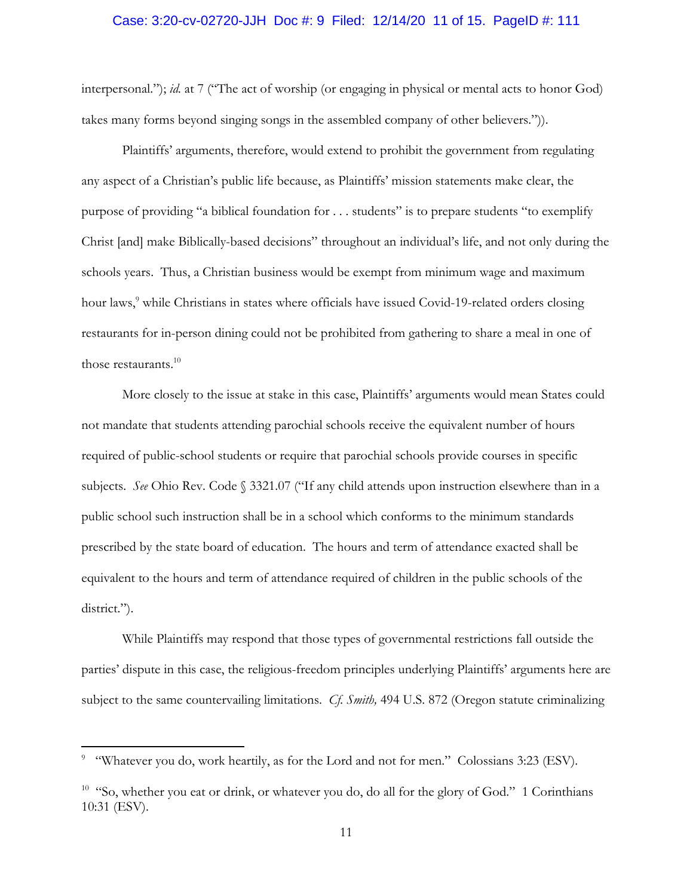interpersonal."); *id.* at 7 ("The act of worship (or engaging in physical or mental acts to honor God) takes many forms beyond singing songs in the assembled company of other believers.")).

Plaintiffs' arguments, therefore, would extend to prohibit the government from regulating any aspect of a Christian's public life because, as Plaintiffs' mission statements make clear, the purpose of providing "a biblical foundation for . . . students" is to prepare students "to exemplify Christ [and] make Biblically-based decisions" throughout an individual's life, and not only during the schools years. Thus, a Christian business would be exempt from minimum wage and maximum hour laws,[9] while Christians in states where officials have issued Covid-19-related orders closing restaurants for in-person dining could not be prohibited from gathering to share a meal in one of those restaurants.[10]

More closely to the issue at stake in this case, Plaintiffs' arguments would mean States could not mandate that students attending parochial schools receive the equivalent number of hours required of public-school students or require that parochial schools provide courses in specific subjects. *See* Ohio Rev. Code § 3321.07 ("If any child attends upon instruction elsewhere than in a public school such instruction shall be in a school which conforms to the minimum standards prescribed by the state board of education. The hours and term of attendance exacted shall be equivalent to the hours and term of attendance required of children in the public schools of the district.").

While Plaintiffs may respond that those types of governmental restrictions fall outside the parties' dispute in this case, the religious-freedom principles underlying Plaintiffs' arguments here are subject to the same countervailing limitations. *Cf. Smith,* 494 U.S. 872 (Oregon statute criminalizing

---

[9] "Whatever you do, work heartily, as for the Lord and not for men." Colossians 3:23 (ESV).

[10] "So, whether you eat or drink, or whatever you do, do all for the glory of God." 1 Corinthians 10:31 (ESV).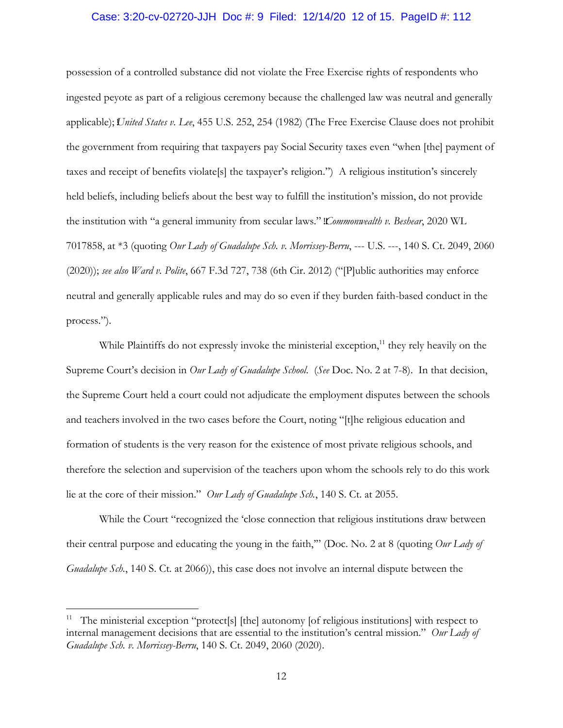possession of a controlled substance did not violate the Free Exercise rights of respondents who ingested peyote as part of a religious ceremony because the challenged law was neutral and generally applicable); *United States v. Lee*, 455 U.S. 252, 254 (1982) (The Free Exercise Clause does not prohibit the government from requiring that taxpayers pay Social Security taxes even "when [the] payment of taxes and receipt of benefits violate[s] the taxpayer's religion.") A religious institution's sincerely held beliefs, including beliefs about the best way to fulfill the institution's mission, do not provide the institution with "a general immunity from secular laws." *Commonwealth v. Beshear*, 2020 WL 7017858, at *3 (quoting *Our Lady of Guadalupe Sch. v. Morrissey-Berru*, --- U.S. ---, 140 S. Ct. 2049, 2060 (2020)); *see also Ward v. Polite*, 667 F.3d 727, 738 (6th Cir. 2012) ("[P]ublic authorities may enforce neutral and generally applicable rules and may do so even if they burden faith-based conduct in the process.").

While Plaintiffs do not expressly invoke the ministerial exception,[11] they rely heavily on the Supreme Court's decision in *Our Lady of Guadalupe School*. (*See* Doc. No. 2 at 7-8). In that decision, the Supreme Court held a court could not adjudicate the employment disputes between the schools and teachers involved in the two cases before the Court, noting "[t]he religious education and formation of students is the very reason for the existence of most private religious schools, and therefore the selection and supervision of the teachers upon whom the schools rely to do this work lie at the core of their mission." *Our Lady of Guadalupe Sch.*, 140 S. Ct. at 2055.

While the Court "recognized the 'close connection that religious institutions draw between their central purpose and educating the young in the faith,'" (Doc. No. 2 at 8 (quoting *Our Lady of Guadalupe Sch.*, 140 S. Ct. at 2066)), this case does not involve an internal dispute between the

---

[11] The ministerial exception "protect[s] [the] autonomy [of religious institutions] with respect to internal management decisions that are essential to the institution's central mission." *Our Lady of Guadalupe Sch. v. Morrissey-Berru*, 140 S. Ct. 2049, 2060 (2020).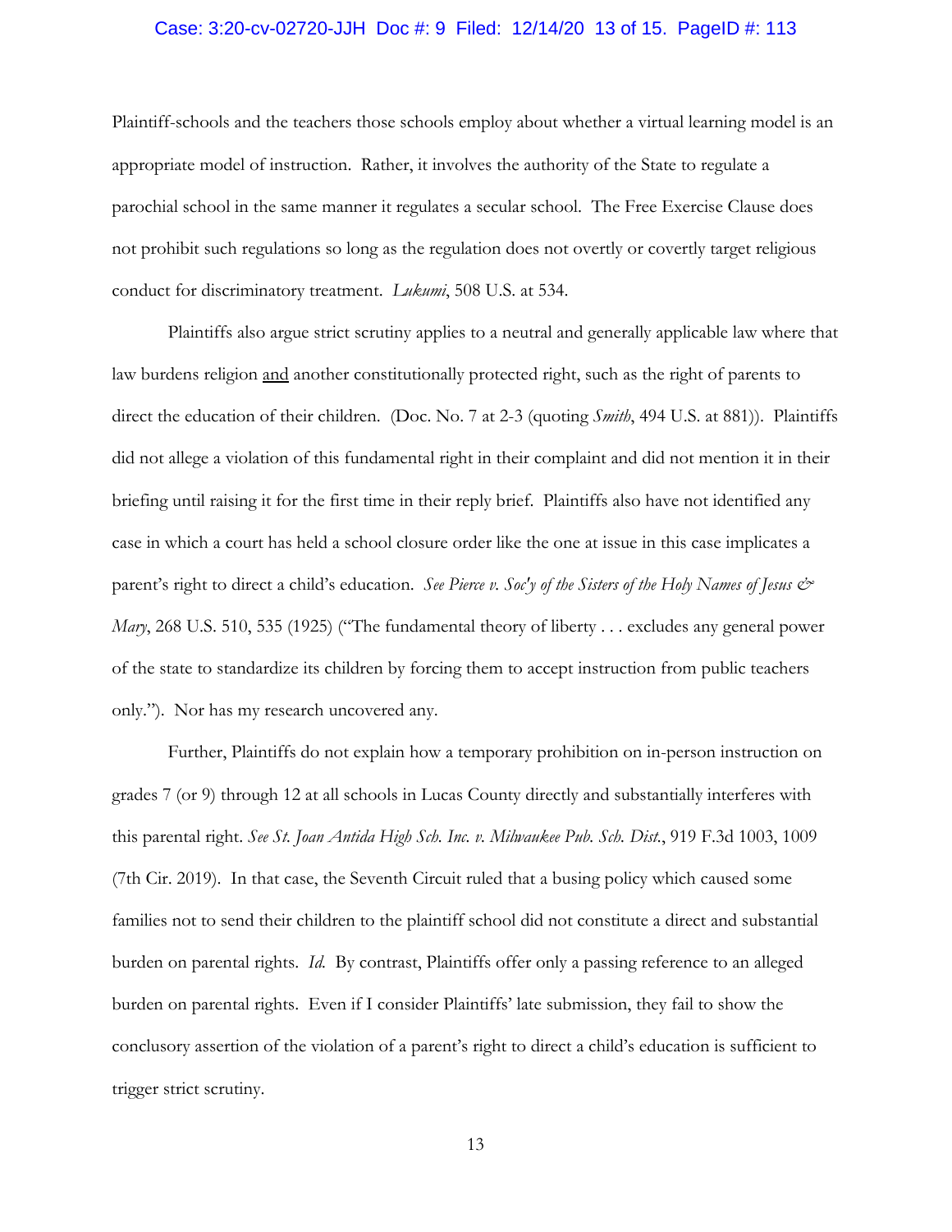Plaintiff-schools and the teachers those schools employ about whether a virtual learning model is an appropriate model of instruction. Rather, it involves the authority of the State to regulate a parochial school in the same manner it regulates a secular school. The Free Exercise Clause does not prohibit such regulations so long as the regulation does not overtly or covertly target religious conduct for discriminatory treatment. *Lukumi*, 508 U.S. at 534.

Plaintiffs also argue strict scrutiny applies to a neutral and generally applicable law where that law burdens religion <u>and</u> another constitutionally protected right, such as the right of parents to direct the education of their children. (Doc. No. 7 at 2-3 (quoting *Smith*, 494 U.S. at 881)). Plaintiffs did not allege a violation of this fundamental right in their complaint and did not mention it in their briefing until raising it for the first time in their reply brief. Plaintiffs also have not identified any case in which a court has held a school closure order like the one at issue in this case implicates a parent's right to direct a child's education. *See Pierce v. Soc'y of the Sisters of the Holy Names of Jesus & Mary*, 268 U.S. 510, 535 (1925) ("The fundamental theory of liberty . . . excludes any general power of the state to standardize its children by forcing them to accept instruction from public teachers only."). Nor has my research uncovered any.

Further, Plaintiffs do not explain how a temporary prohibition on in-person instruction on grades 7 (or 9) through 12 at all schools in Lucas County directly and substantially interferes with this parental right. *See St. Joan Antida High Sch. Inc. v. Milwaukee Pub. Sch. Dist.*, 919 F.3d 1003, 1009 (7th Cir. 2019). In that case, the Seventh Circuit ruled that a busing policy which caused some families not to send their children to the plaintiff school did not constitute a direct and substantial burden on parental rights. *Id.* By contrast, Plaintiffs offer only a passing reference to an alleged burden on parental rights. Even if I consider Plaintiffs' late submission, they fail to show the conclusory assertion of the violation of a parent's right to direct a child's education is sufficient to trigger strict scrutiny.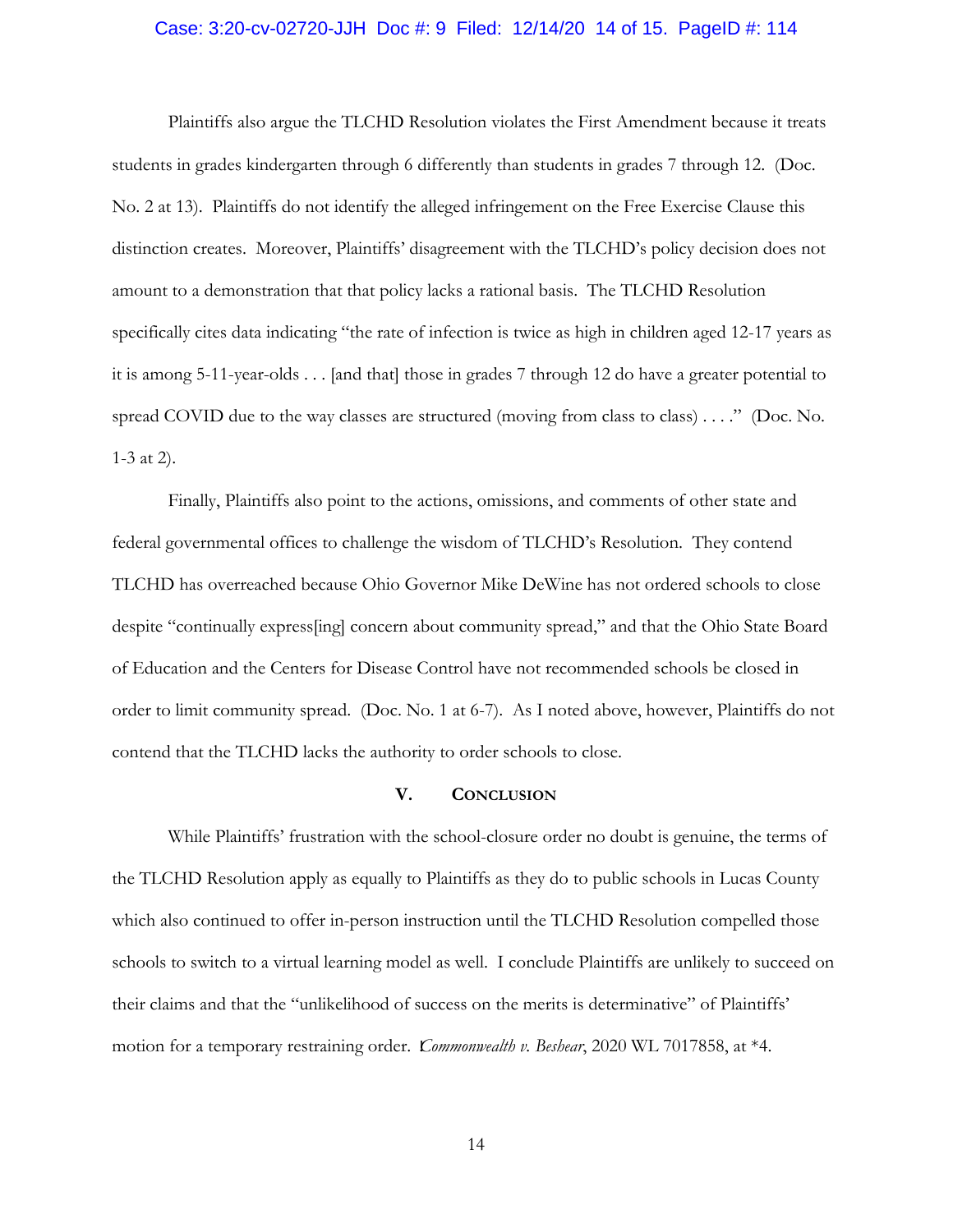Plaintiffs also argue the TLCHD Resolution violates the First Amendment because it treats students in grades kindergarten through 6 differently than students in grades 7 through 12. (Doc. No. 2 at 13). Plaintiffs do not identify the alleged infringement on the Free Exercise Clause this distinction creates. Moreover, Plaintiffs' disagreement with the TLCHD's policy decision does not amount to a demonstration that that policy lacks a rational basis. The TLCHD Resolution specifically cites data indicating "the rate of infection is twice as high in children aged 12-17 years as it is among 5-11-year-olds . . . [and that] those in grades 7 through 12 do have a greater potential to spread COVID due to the way classes are structured (moving from class to class) . . . ." (Doc. No. 1-3 at 2).

Finally, Plaintiffs also point to the actions, omissions, and comments of other state and federal governmental offices to challenge the wisdom of TLCHD's Resolution. They contend TLCHD has overreached because Ohio Governor Mike DeWine has not ordered schools to close despite "continually express[ing] concern about community spread," and that the Ohio State Board of Education and the Centers for Disease Control have not recommended schools be closed in order to limit community spread. (Doc. No. 1 at 6-7). As I noted above, however, Plaintiffs do not contend that the TLCHD lacks the authority to order schools to close.

## V. Conclusion

While Plaintiffs' frustration with the school-closure order no doubt is genuine, the terms of the TLCHD Resolution apply as equally to Plaintiffs as they do to public schools in Lucas County which also continued to offer in-person instruction until the TLCHD Resolution compelled those schools to switch to a virtual learning model as well. I conclude Plaintiffs are unlikely to succeed on their claims and that the "unlikelihood of success on the merits is determinative" of Plaintiffs' motion for a temporary restraining order. *Commonwealth v. Beshear*, 2020 WL 7017858, at *4.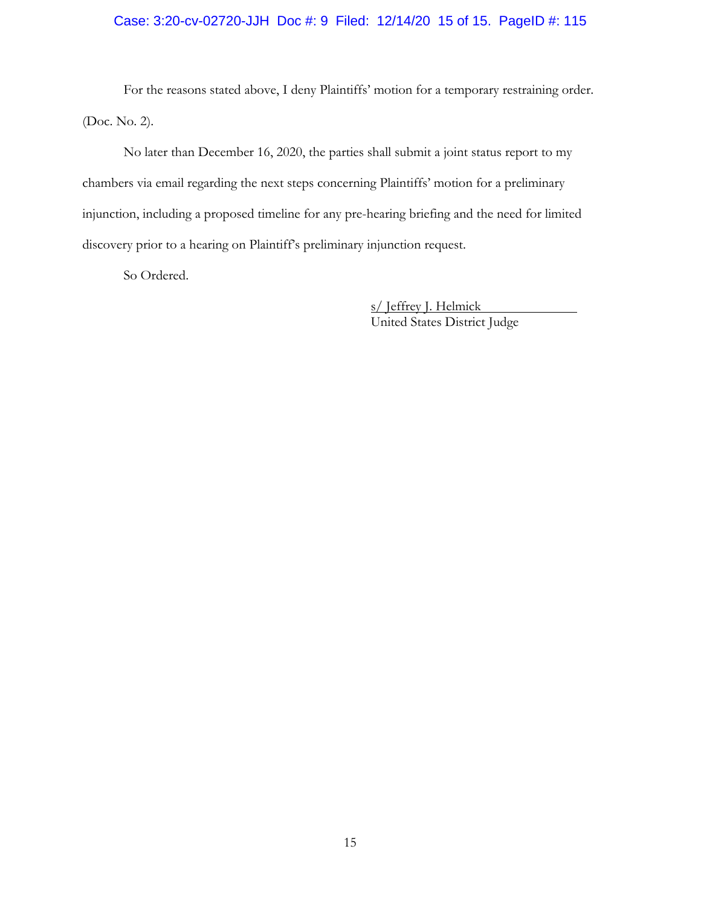For the reasons stated above, I deny Plaintiffs' motion for a temporary restraining order. (Doc. No. 2).

No later than December 16, 2020, the parties shall submit a joint status report to my chambers via email regarding the next steps concerning Plaintiffs' motion for a preliminary injunction, including a proposed timeline for any pre-hearing briefing and the need for limited discovery prior to a hearing on Plaintiff's preliminary injunction request.

So Ordered.

s/ Jeffrey J. Helmick
United States District Judge